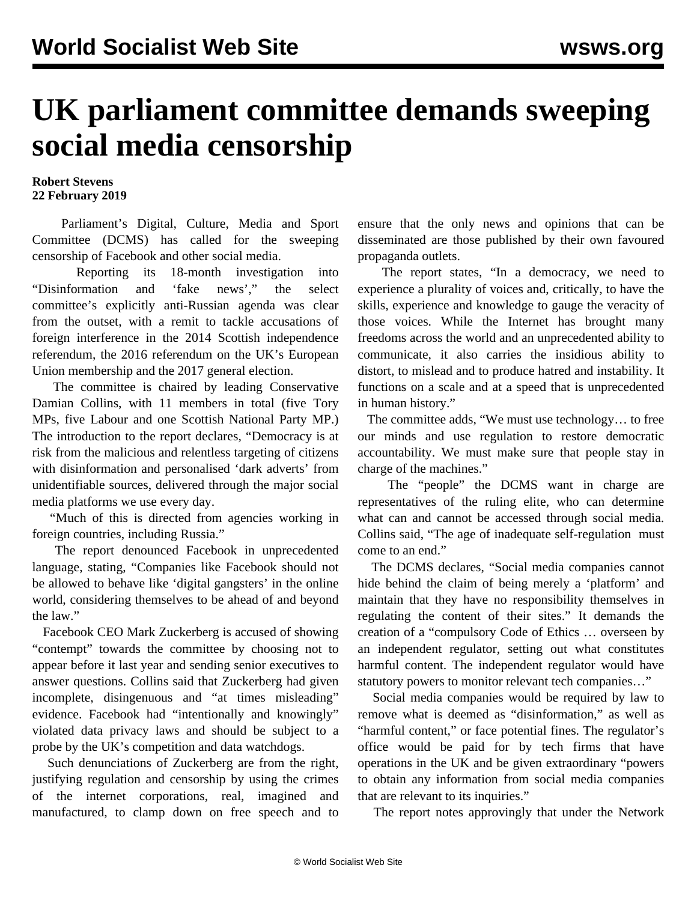# UK parliament committee demands sweeping social media censorship

**Robert Stevens**
**22 February 2019**

Parliament's Digital, Culture, Media and Sport Committee (DCMS) has called for the sweeping censorship of Facebook and other social media.

Reporting its 18-month investigation into "Disinformation and 'fake news'," the select committee's explicitly anti-Russian agenda was clear from the outset, with a remit to tackle accusations of foreign interference in the 2014 Scottish independence referendum, the 2016 referendum on the UK's European Union membership and the 2017 general election.

The committee is chaired by leading Conservative Damian Collins, with 11 members in total (five Tory MPs, five Labour and one Scottish National Party MP.) The introduction to the report declares, "Democracy is at risk from the malicious and relentless targeting of citizens with disinformation and personalised 'dark adverts' from unidentifiable sources, delivered through the major social media platforms we use every day.

"Much of this is directed from agencies working in foreign countries, including Russia."

The report denounced Facebook in unprecedented language, stating, "Companies like Facebook should not be allowed to behave like 'digital gangsters' in the online world, considering themselves to be ahead of and beyond the law."

Facebook CEO Mark Zuckerberg is accused of showing "contempt" towards the committee by choosing not to appear before it last year and sending senior executives to answer questions. Collins said that Zuckerberg had given incomplete, disingenuous and "at times misleading" evidence. Facebook had "intentionally and knowingly" violated data privacy laws and should be subject to a probe by the UK's competition and data watchdogs.

Such denunciations of Zuckerberg are from the right, justifying regulation and censorship by using the crimes of the internet corporations, real, imagined and manufactured, to clamp down on free speech and to ensure that the only news and opinions that can be disseminated are those published by their own favoured propaganda outlets.

The report states, "In a democracy, we need to experience a plurality of voices and, critically, to have the skills, experience and knowledge to gauge the veracity of those voices. While the Internet has brought many freedoms across the world and an unprecedented ability to communicate, it also carries the insidious ability to distort, to mislead and to produce hatred and instability. It functions on a scale and at a speed that is unprecedented in human history."

The committee adds, "We must use technology… to free our minds and use regulation to restore democratic accountability. We must make sure that people stay in charge of the machines."

The "people" the DCMS want in charge are representatives of the ruling elite, who can determine what can and cannot be accessed through social media. Collins said, "The age of inadequate self-regulation must come to an end."

The DCMS declares, "Social media companies cannot hide behind the claim of being merely a 'platform' and maintain that they have no responsibility themselves in regulating the content of their sites." It demands the creation of a "compulsory Code of Ethics … overseen by an independent regulator, setting out what constitutes harmful content. The independent regulator would have statutory powers to monitor relevant tech companies…"

Social media companies would be required by law to remove what is deemed as "disinformation," as well as "harmful content," or face potential fines. The regulator's office would be paid for by tech firms that have operations in the UK and be given extraordinary "powers to obtain any information from social media companies that are relevant to its inquiries."

The report notes approvingly that under the Network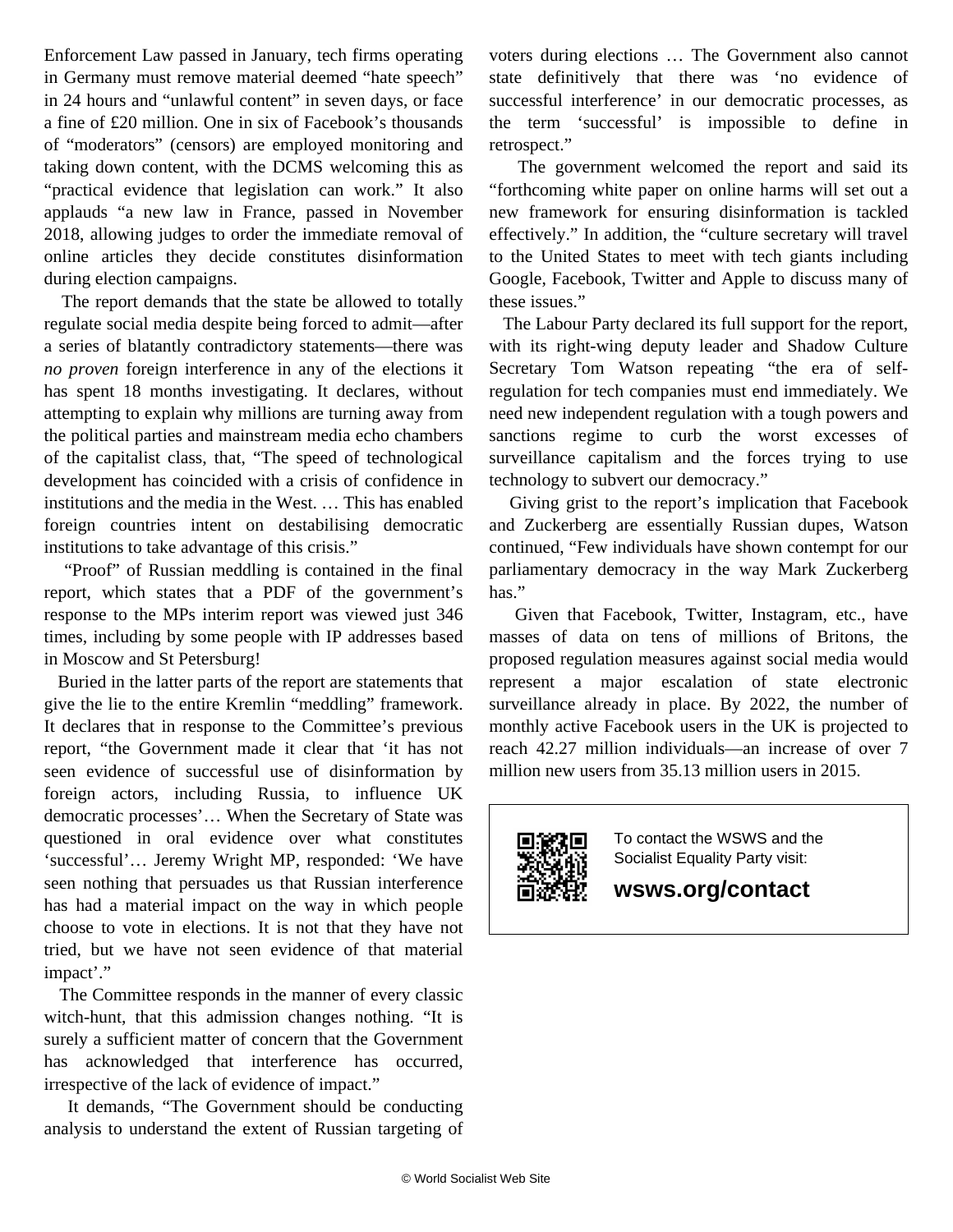Enforcement Law passed in January, tech firms operating in Germany must remove material deemed "hate speech" in 24 hours and "unlawful content" in seven days, or face a fine of £20 million. One in six of Facebook's thousands of "moderators" (censors) are employed monitoring and taking down content, with the DCMS welcoming this as "practical evidence that legislation can work." It also applauds "a new law in France, passed in November 2018, allowing judges to order the immediate removal of online articles they decide constitutes disinformation during election campaigns.

The report demands that the state be allowed to totally regulate social media despite being forced to admit—after a series of blatantly contradictory statements—there was *no proven* foreign interference in any of the elections it has spent 18 months investigating. It declares, without attempting to explain why millions are turning away from the political parties and mainstream media echo chambers of the capitalist class, that, "The speed of technological development has coincided with a crisis of confidence in institutions and the media in the West. … This has enabled foreign countries intent on destabilising democratic institutions to take advantage of this crisis."

"Proof" of Russian meddling is contained in the final report, which states that a PDF of the government's response to the MPs interim report was viewed just 346 times, including by some people with IP addresses based in Moscow and St Petersburg!

Buried in the latter parts of the report are statements that give the lie to the entire Kremlin "meddling" framework. It declares that in response to the Committee's previous report, "the Government made it clear that 'it has not seen evidence of successful use of disinformation by foreign actors, including Russia, to influence UK democratic processes'… When the Secretary of State was questioned in oral evidence over what constitutes 'successful'… Jeremy Wright MP, responded: 'We have seen nothing that persuades us that Russian interference has had a material impact on the way in which people choose to vote in elections. It is not that they have not tried, but we have not seen evidence of that material impact'."

The Committee responds in the manner of every classic witch-hunt, that this admission changes nothing. "It is surely a sufficient matter of concern that the Government has acknowledged that interference has occurred, irrespective of the lack of evidence of impact."

It demands, "The Government should be conducting analysis to understand the extent of Russian targeting of voters during elections … The Government also cannot state definitively that there was 'no evidence of successful interference' in our democratic processes, as the term 'successful' is impossible to define in retrospect."

The government welcomed the report and said its "forthcoming white paper on online harms will set out a new framework for ensuring disinformation is tackled effectively." In addition, the "culture secretary will travel to the United States to meet with tech giants including Google, Facebook, Twitter and Apple to discuss many of these issues."

The Labour Party declared its full support for the report, with its right-wing deputy leader and Shadow Culture Secretary Tom Watson repeating "the era of self-regulation for tech companies must end immediately. We need new independent regulation with a tough powers and sanctions regime to curb the worst excesses of surveillance capitalism and the forces trying to use technology to subvert our democracy."

Giving grist to the report's implication that Facebook and Zuckerberg are essentially Russian dupes, Watson continued, "Few individuals have shown contempt for our parliamentary democracy in the way Mark Zuckerberg has."

Given that Facebook, Twitter, Instagram, etc., have masses of data on tens of millions of Britons, the proposed regulation measures against social media would represent a major escalation of state electronic surveillance already in place. By 2022, the number of monthly active Facebook users in the UK is projected to reach 42.27 million individuals—an increase of over 7 million new users from 35.13 million users in 2015.

To contact the WSWS and the Socialist Equality Party visit:

**wsws.org/contact**